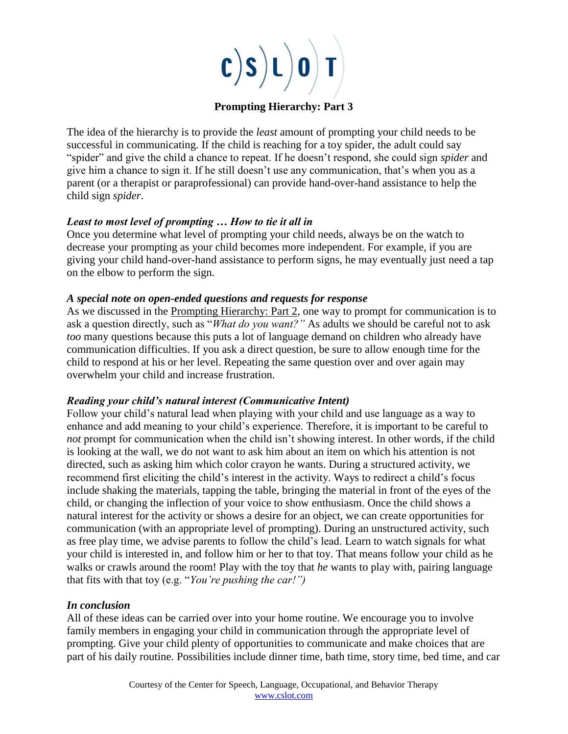# C)S)L)O)T

## Prompting Hierarchy: Part 3

The idea of the hierarchy is to provide the *least* amount of prompting your child needs to be successful in communicating. If the child is reaching for a toy spider, the adult could say "spider" and give the child a chance to repeat. If he doesn't respond, she could sign *spider* and give him a chance to sign it. If he still doesn't use any communication, that's when you as a parent (or a therapist or paraprofessional) can provide hand-over-hand assistance to help the child sign *spider*.

### *Least to most level of prompting … How to tie it all in*

Once you determine what level of prompting your child needs, always be on the watch to decrease your prompting as your child becomes more independent. For example, if you are giving your child hand-over-hand assistance to perform signs, he may eventually just need a tap on the elbow to perform the sign.

### *A special note on open-ended questions and requests for response*

As we discussed in the Prompting Hierarchy: Part 2, one way to prompt for communication is to ask a question directly, such as "*What do you want?"* As adults we should be careful not to ask *too* many questions because this puts a lot of language demand on children who already have communication difficulties. If you ask a direct question, be sure to allow enough time for the child to respond at his or her level. Repeating the same question over and over again may overwhelm your child and increase frustration.

### *Reading your child's natural interest (Communicative Intent)*

Follow your child's natural lead when playing with your child and use language as a way to enhance and add meaning to your child's experience. Therefore, it is important to be careful to *not* prompt for communication when the child isn't showing interest. In other words, if the child is looking at the wall, we do not want to ask him about an item on which his attention is not directed, such as asking him which color crayon he wants. During a structured activity, we recommend first eliciting the child's interest in the activity. Ways to redirect a child's focus include shaking the materials, tapping the table, bringing the material in front of the eyes of the child, or changing the inflection of your voice to show enthusiasm. Once the child shows a natural interest for the activity or shows a desire for an object, we can create opportunities for communication (with an appropriate level of prompting). During an unstructured activity, such as free play time, we advise parents to follow the child's lead. Learn to watch signals for what your child is interested in, and follow him or her to that toy. That means follow your child as he walks or crawls around the room! Play with the toy that *he* wants to play with, pairing language that fits with that toy (e.g. "*You're pushing the car!")*

### *In conclusion*

All of these ideas can be carried over into your home routine. We encourage you to involve family members in engaging your child in communication through the appropriate level of prompting. Give your child plenty of opportunities to communicate and make choices that are part of his daily routine. Possibilities include dinner time, bath time, story time, bed time, and car

Courtesy of the Center for Speech, Language, Occupational, and Behavior Therapy
www.cslot.com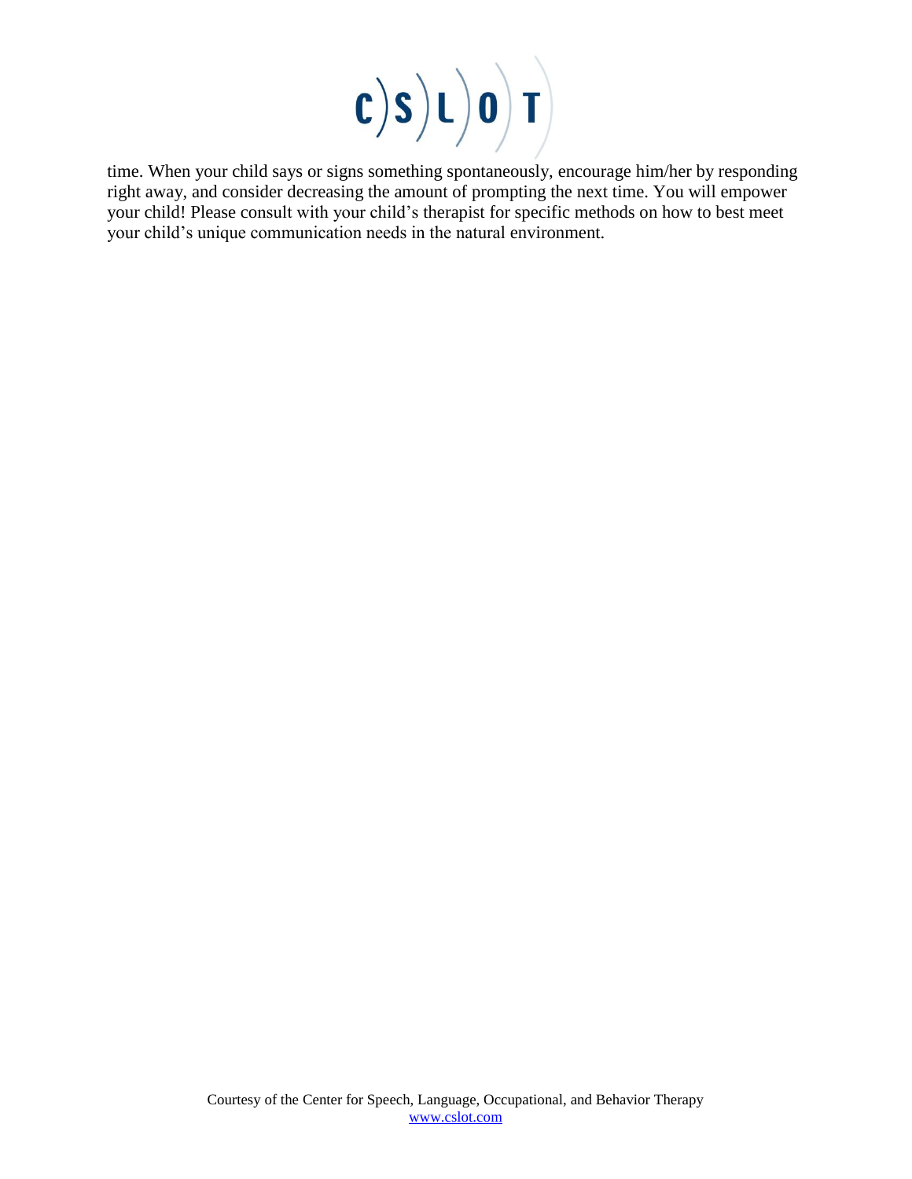time. When your child says or signs something spontaneously, encourage him/her by responding right away, and consider decreasing the amount of prompting the next time. You will empower your child! Please consult with your child's therapist for specific methods on how to best meet your child's unique communication needs in the natural environment.

Courtesy of the Center for Speech, Language, Occupational, and Behavior Therapy
www.cslot.com